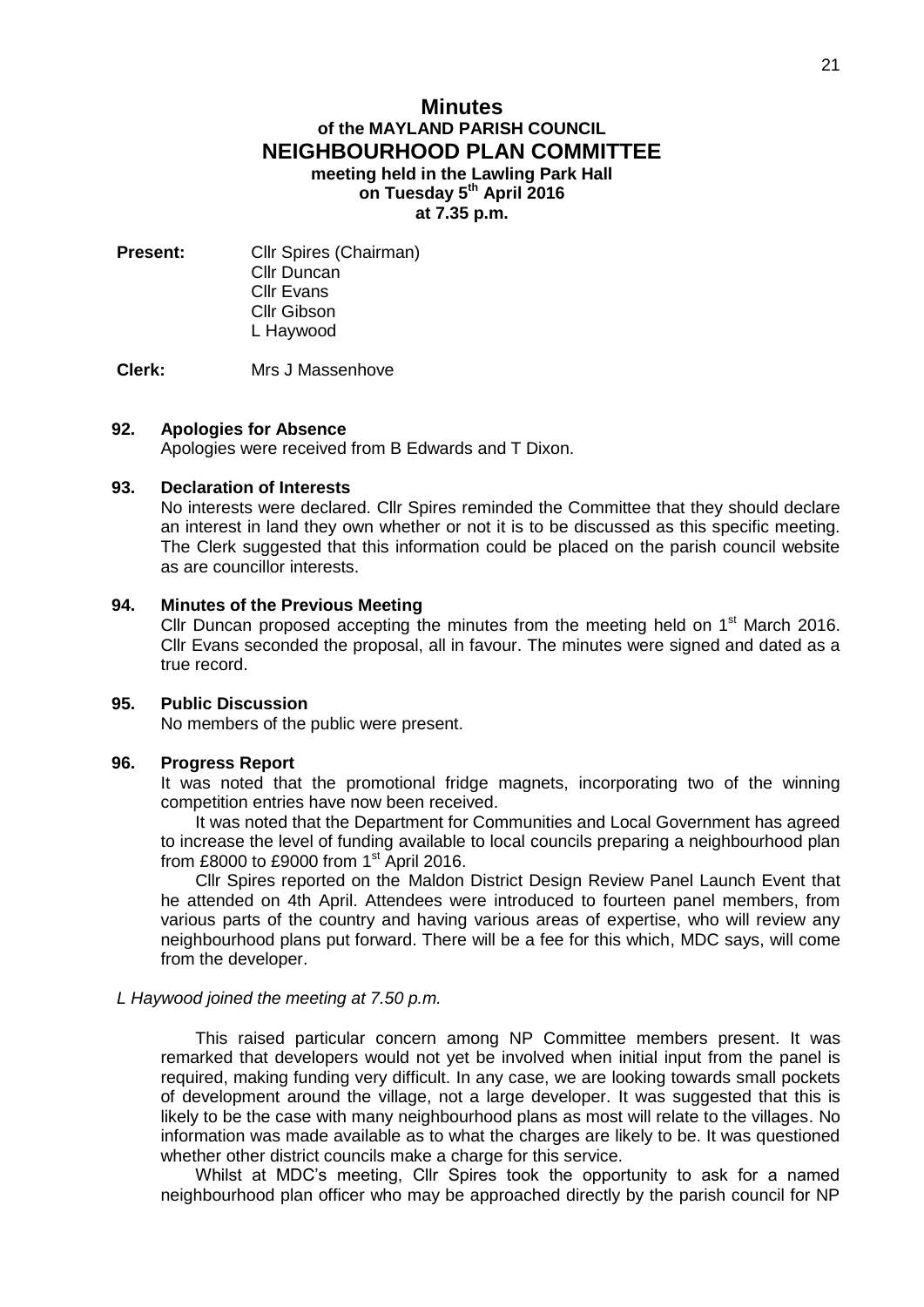# Minutes
## of the MAYLAND PARISH COUNCIL
## NEIGHBOURHOOD PLAN COMMITTEE
**meeting held in the Lawling Park Hall**
**on Tuesday 5th April 2016**
**at 7.35 p.m.**

**Present:** Cllr Spires (Chairman)
Cllr Duncan
Cllr Evans
Cllr Gibson
L Haywood

**Clerk:** Mrs J Massenhove

### 92. Apologies for Absence

Apologies were received from B Edwards and T Dixon.

### 93. Declaration of Interests

No interests were declared. Cllr Spires reminded the Committee that they should declare an interest in land they own whether or not it is to be discussed as this specific meeting. The Clerk suggested that this information could be placed on the parish council website as are councillor interests.

### 94. Minutes of the Previous Meeting

Cllr Duncan proposed accepting the minutes from the meeting held on 1st March 2016. Cllr Evans seconded the proposal, all in favour. The minutes were signed and dated as a true record.

### 95. Public Discussion

No members of the public were present.

### 96. Progress Report

It was noted that the promotional fridge magnets, incorporating two of the winning competition entries have now been received.

It was noted that the Department for Communities and Local Government has agreed to increase the level of funding available to local councils preparing a neighbourhood plan from £8000 to £9000 from 1st April 2016.

Cllr Spires reported on the Maldon District Design Review Panel Launch Event that he attended on 4th April. Attendees were introduced to fourteen panel members, from various parts of the country and having various areas of expertise, who will review any neighbourhood plans put forward. There will be a fee for this which, MDC says, will come from the developer.

*L Haywood joined the meeting at 7.50 p.m.*

This raised particular concern among NP Committee members present. It was remarked that developers would not yet be involved when initial input from the panel is required, making funding very difficult. In any case, we are looking towards small pockets of development around the village, not a large developer. It was suggested that this is likely to be the case with many neighbourhood plans as most will relate to the villages. No information was made available as to what the charges are likely to be. It was questioned whether other district councils make a charge for this service.

Whilst at MDC's meeting, Cllr Spires took the opportunity to ask for a named neighbourhood plan officer who may be approached directly by the parish council for NP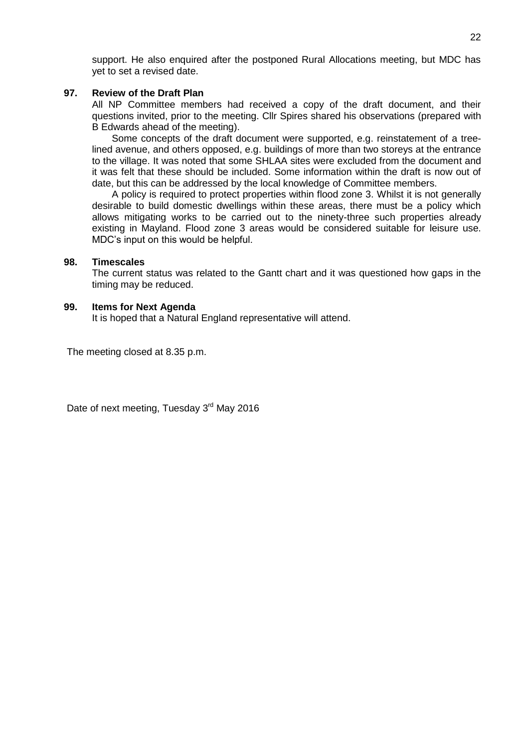support. He also enquired after the postponed Rural Allocations meeting, but MDC has yet to set a revised date.

**97. Review of the Draft Plan**

All NP Committee members had received a copy of the draft document, and their questions invited, prior to the meeting. Cllr Spires shared his observations (prepared with B Edwards ahead of the meeting).

Some concepts of the draft document were supported, e.g. reinstatement of a tree-lined avenue, and others opposed, e.g. buildings of more than two storeys at the entrance to the village. It was noted that some SHLAA sites were excluded from the document and it was felt that these should be included. Some information within the draft is now out of date, but this can be addressed by the local knowledge of Committee members.

A policy is required to protect properties within flood zone 3. Whilst it is not generally desirable to build domestic dwellings within these areas, there must be a policy which allows mitigating works to be carried out to the ninety-three such properties already existing in Mayland. Flood zone 3 areas would be considered suitable for leisure use. MDC's input on this would be helpful.

**98. Timescales**

The current status was related to the Gantt chart and it was questioned how gaps in the timing may be reduced.

**99. Items for Next Agenda**

It is hoped that a Natural England representative will attend.

The meeting closed at 8.35 p.m.

Date of next meeting, Tuesday 3rd May 2016